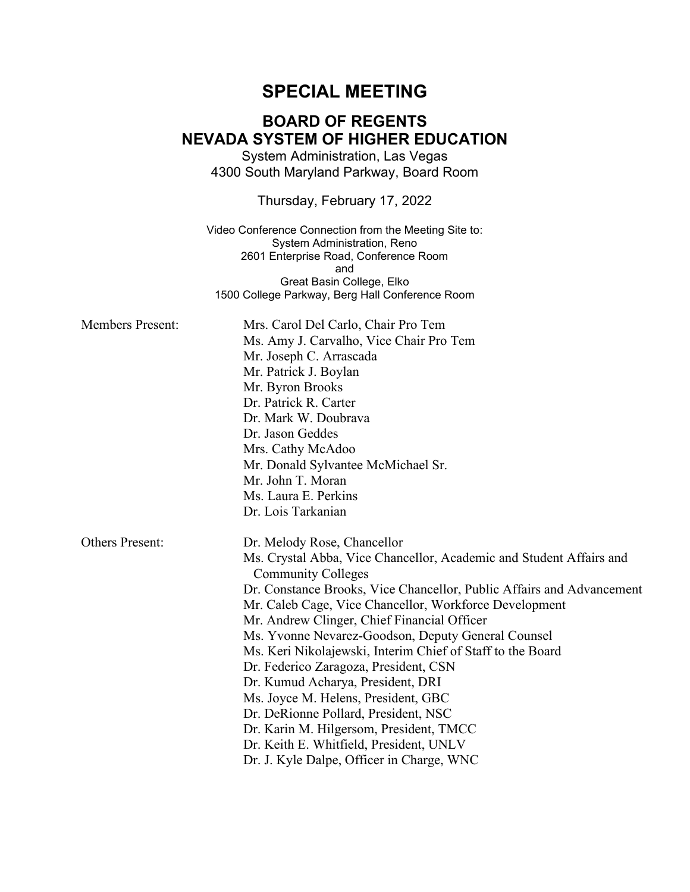# SPECIAL MEETING

## BOARD OF REGENTS
## NEVADA SYSTEM OF HIGHER EDUCATION

System Administration, Las Vegas
4300 South Maryland Parkway, Board Room

Thursday, February 17, 2022

Video Conference Connection from the Meeting Site to:
System Administration, Reno
2601 Enterprise Road, Conference Room
and
Great Basin College, Elko
1500 College Parkway, Berg Hall Conference Room

Members Present:

- Mrs. Carol Del Carlo, Chair Pro Tem
- Ms. Amy J. Carvalho, Vice Chair Pro Tem
- Mr. Joseph C. Arrascada
- Mr. Patrick J. Boylan
- Mr. Byron Brooks
- Dr. Patrick R. Carter
- Dr. Mark W. Doubrava
- Dr. Jason Geddes
- Mrs. Cathy McAdoo
- Mr. Donald Sylvantee McMichael Sr.
- Mr. John T. Moran
- Ms. Laura E. Perkins
- Dr. Lois Tarkanian

Others Present:

- Dr. Melody Rose, Chancellor
- Ms. Crystal Abba, Vice Chancellor, Academic and Student Affairs and Community Colleges
- Dr. Constance Brooks, Vice Chancellor, Public Affairs and Advancement
- Mr. Caleb Cage, Vice Chancellor, Workforce Development
- Mr. Andrew Clinger, Chief Financial Officer
- Ms. Yvonne Nevarez-Goodson, Deputy General Counsel
- Ms. Keri Nikolajewski, Interim Chief of Staff to the Board
- Dr. Federico Zaragoza, President, CSN
- Dr. Kumud Acharya, President, DRI
- Ms. Joyce M. Helens, President, GBC
- Dr. DeRionne Pollard, President, NSC
- Dr. Karin M. Hilgersom, President, TMCC
- Dr. Keith E. Whitfield, President, UNLV
- Dr. J. Kyle Dalpe, Officer in Charge, WNC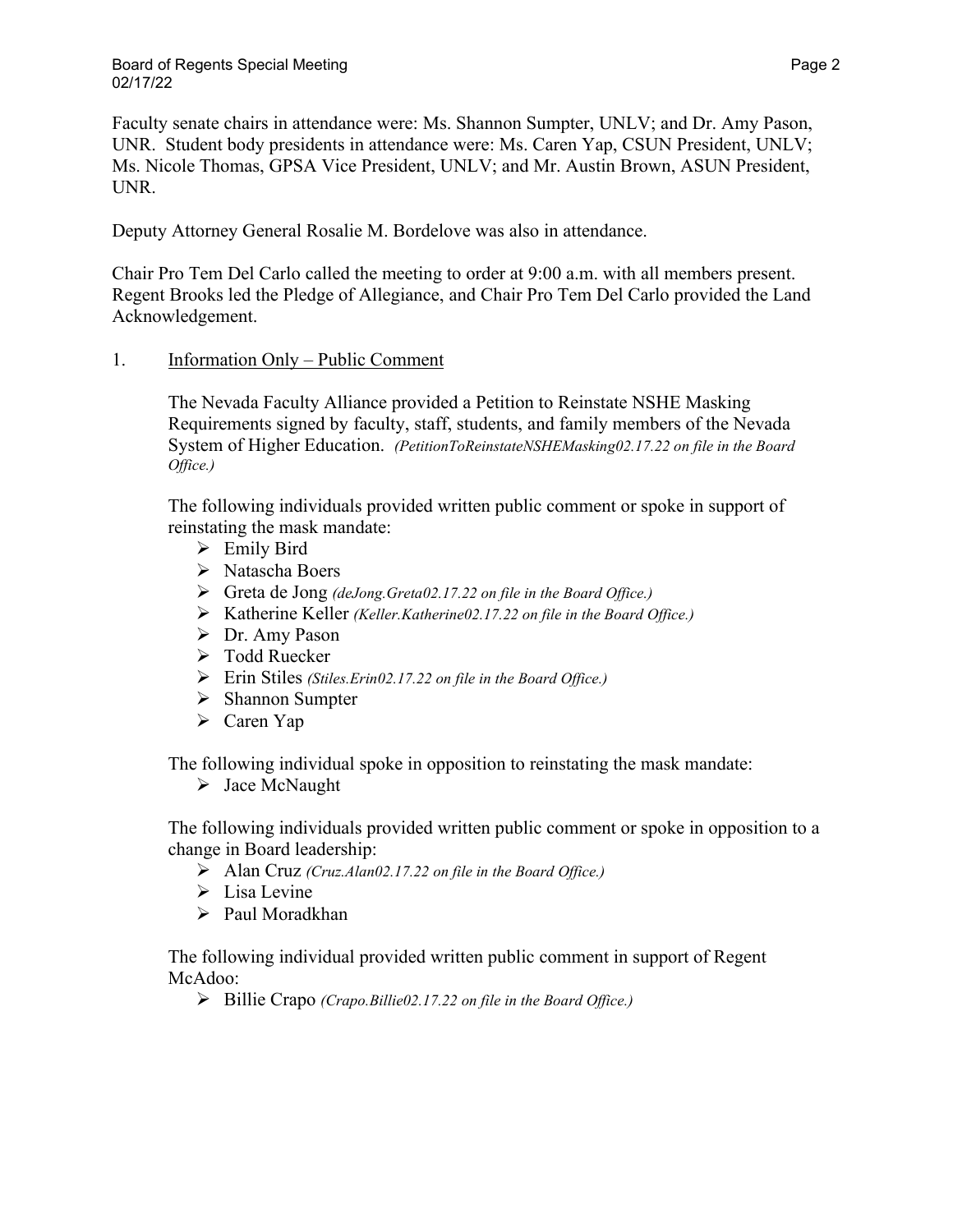Faculty senate chairs in attendance were: Ms. Shannon Sumpter, UNLV; and Dr. Amy Pason, UNR. Student body presidents in attendance were: Ms. Caren Yap, CSUN President, UNLV; Ms. Nicole Thomas, GPSA Vice President, UNLV; and Mr. Austin Brown, ASUN President, UNR.

Deputy Attorney General Rosalie M. Bordelove was also in attendance.

Chair Pro Tem Del Carlo called the meeting to order at 9:00 a.m. with all members present. Regent Brooks led the Pledge of Allegiance, and Chair Pro Tem Del Carlo provided the Land Acknowledgement.

1. Information Only – Public Comment

The Nevada Faculty Alliance provided a Petition to Reinstate NSHE Masking Requirements signed by faculty, staff, students, and family members of the Nevada System of Higher Education. *(PetitionToReinstateNSHEMasking02.17.22 on file in the Board Office.)*

The following individuals provided written public comment or spoke in support of reinstating the mask mandate:

- Emily Bird
- Natascha Boers
- Greta de Jong *(deJong.Greta02.17.22 on file in the Board Office.)*
- Katherine Keller *(Keller.Katherine02.17.22 on file in the Board Office.)*
- Dr. Amy Pason
- Todd Ruecker
- Erin Stiles *(Stiles.Erin02.17.22 on file in the Board Office.)*
- Shannon Sumpter
- Caren Yap

The following individual spoke in opposition to reinstating the mask mandate:

- Jace McNaught

The following individuals provided written public comment or spoke in opposition to a change in Board leadership:

- Alan Cruz *(Cruz.Alan02.17.22 on file in the Board Office.)*
- Lisa Levine
- Paul Moradkhan

The following individual provided written public comment in support of Regent McAdoo:

- Billie Crapo *(Crapo.Billie02.17.22 on file in the Board Office.)*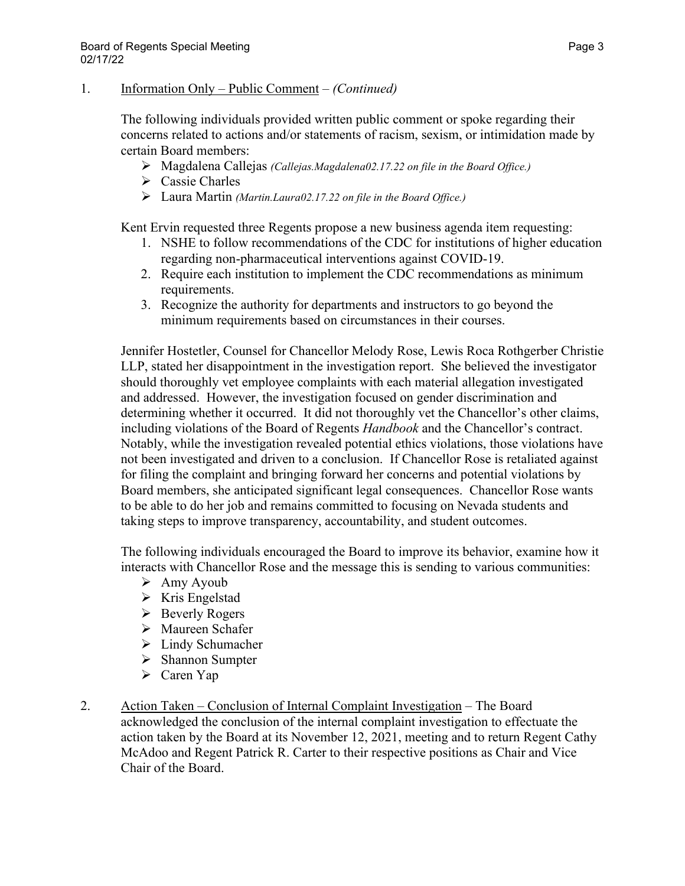1. Information Only – Public Comment – *(Continued)*

The following individuals provided written public comment or spoke regarding their concerns related to actions and/or statements of racism, sexism, or intimidation made by certain Board members:

- Magdalena Callejas *(Callejas.Magdalena02.17.22 on file in the Board Office.)*
- Cassie Charles
- Laura Martin *(Martin.Laura02.17.22 on file in the Board Office.)*

Kent Ervin requested three Regents propose a new business agenda item requesting:

1. NSHE to follow recommendations of the CDC for institutions of higher education regarding non-pharmaceutical interventions against COVID-19.
2. Require each institution to implement the CDC recommendations as minimum requirements.
3. Recognize the authority for departments and instructors to go beyond the minimum requirements based on circumstances in their courses.

Jennifer Hostetler, Counsel for Chancellor Melody Rose, Lewis Roca Rothgerber Christie LLP, stated her disappointment in the investigation report. She believed the investigator should thoroughly vet employee complaints with each material allegation investigated and addressed. However, the investigation focused on gender discrimination and determining whether it occurred. It did not thoroughly vet the Chancellor's other claims, including violations of the Board of Regents *Handbook* and the Chancellor's contract. Notably, while the investigation revealed potential ethics violations, those violations have not been investigated and driven to a conclusion. If Chancellor Rose is retaliated against for filing the complaint and bringing forward her concerns and potential violations by Board members, she anticipated significant legal consequences. Chancellor Rose wants to be able to do her job and remains committed to focusing on Nevada students and taking steps to improve transparency, accountability, and student outcomes.

The following individuals encouraged the Board to improve its behavior, examine how it interacts with Chancellor Rose and the message this is sending to various communities:

- Amy Ayoub
- Kris Engelstad
- Beverly Rogers
- Maureen Schafer
- Lindy Schumacher
- Shannon Sumpter
- Caren Yap

2. Action Taken – Conclusion of Internal Complaint Investigation – The Board acknowledged the conclusion of the internal complaint investigation to effectuate the action taken by the Board at its November 12, 2021, meeting and to return Regent Cathy McAdoo and Regent Patrick R. Carter to their respective positions as Chair and Vice Chair of the Board.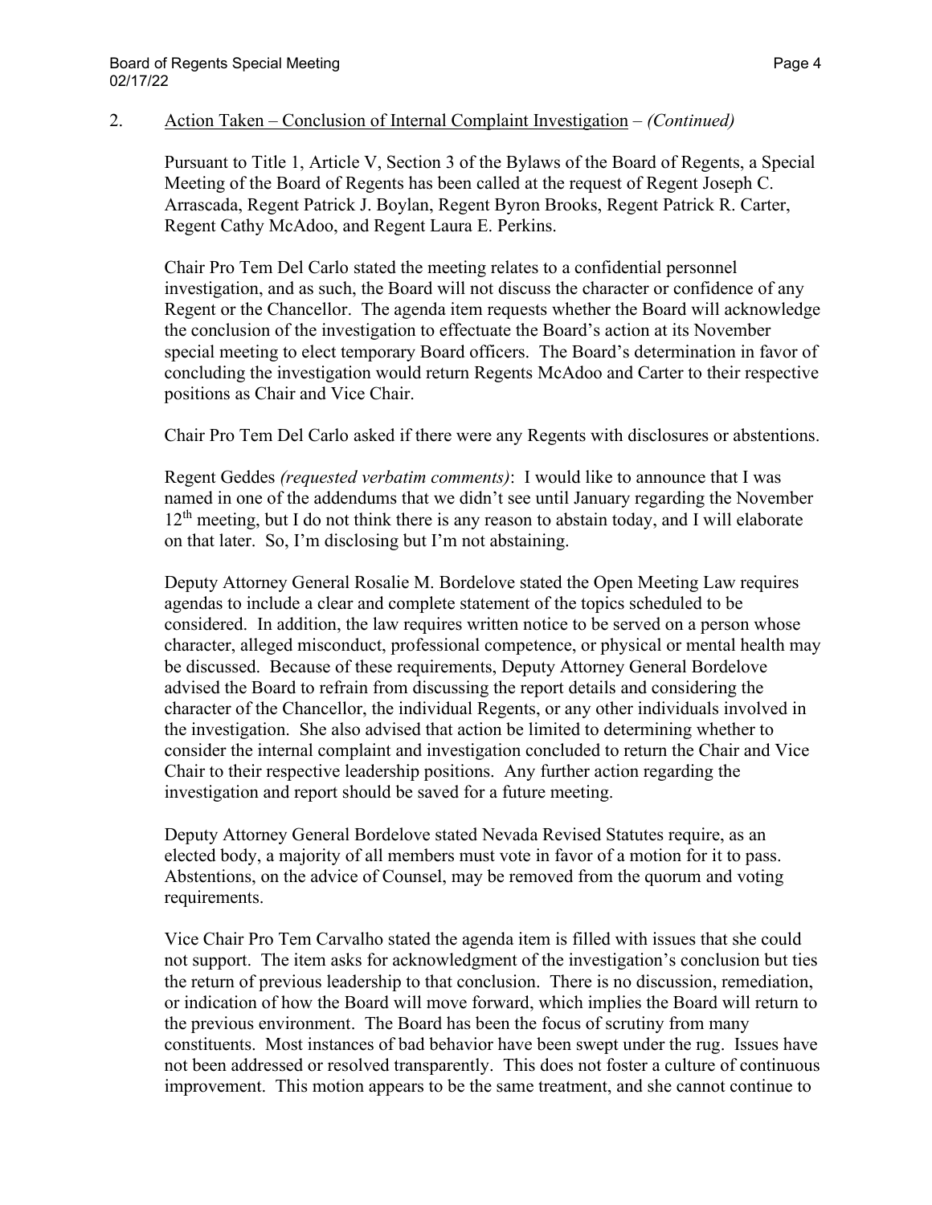2. Action Taken – Conclusion of Internal Complaint Investigation – *(Continued)*

Pursuant to Title 1, Article V, Section 3 of the Bylaws of the Board of Regents, a Special Meeting of the Board of Regents has been called at the request of Regent Joseph C. Arrascada, Regent Patrick J. Boylan, Regent Byron Brooks, Regent Patrick R. Carter, Regent Cathy McAdoo, and Regent Laura E. Perkins.

Chair Pro Tem Del Carlo stated the meeting relates to a confidential personnel investigation, and as such, the Board will not discuss the character or confidence of any Regent or the Chancellor. The agenda item requests whether the Board will acknowledge the conclusion of the investigation to effectuate the Board's action at its November special meeting to elect temporary Board officers. The Board's determination in favor of concluding the investigation would return Regents McAdoo and Carter to their respective positions as Chair and Vice Chair.

Chair Pro Tem Del Carlo asked if there were any Regents with disclosures or abstentions.

Regent Geddes *(requested verbatim comments)*: I would like to announce that I was named in one of the addendums that we didn't see until January regarding the November 12th meeting, but I do not think there is any reason to abstain today, and I will elaborate on that later. So, I'm disclosing but I'm not abstaining.

Deputy Attorney General Rosalie M. Bordelove stated the Open Meeting Law requires agendas to include a clear and complete statement of the topics scheduled to be considered. In addition, the law requires written notice to be served on a person whose character, alleged misconduct, professional competence, or physical or mental health may be discussed. Because of these requirements, Deputy Attorney General Bordelove advised the Board to refrain from discussing the report details and considering the character of the Chancellor, the individual Regents, or any other individuals involved in the investigation. She also advised that action be limited to determining whether to consider the internal complaint and investigation concluded to return the Chair and Vice Chair to their respective leadership positions. Any further action regarding the investigation and report should be saved for a future meeting.

Deputy Attorney General Bordelove stated Nevada Revised Statutes require, as an elected body, a majority of all members must vote in favor of a motion for it to pass. Abstentions, on the advice of Counsel, may be removed from the quorum and voting requirements.

Vice Chair Pro Tem Carvalho stated the agenda item is filled with issues that she could not support. The item asks for acknowledgment of the investigation's conclusion but ties the return of previous leadership to that conclusion. There is no discussion, remediation, or indication of how the Board will move forward, which implies the Board will return to the previous environment. The Board has been the focus of scrutiny from many constituents. Most instances of bad behavior have been swept under the rug. Issues have not been addressed or resolved transparently. This does not foster a culture of continuous improvement. This motion appears to be the same treatment, and she cannot continue to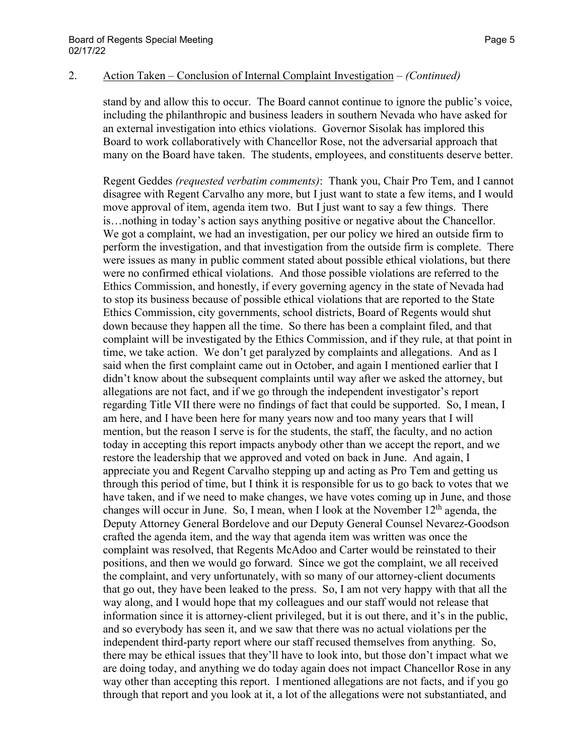2. Action Taken – Conclusion of Internal Complaint Investigation – *(Continued)*

stand by and allow this to occur. The Board cannot continue to ignore the public's voice, including the philanthropic and business leaders in southern Nevada who have asked for an external investigation into ethics violations. Governor Sisolak has implored this Board to work collaboratively with Chancellor Rose, not the adversarial approach that many on the Board have taken. The students, employees, and constituents deserve better.

Regent Geddes *(requested verbatim comments)*: Thank you, Chair Pro Tem, and I cannot disagree with Regent Carvalho any more, but I just want to state a few items, and I would move approval of item, agenda item two. But I just want to say a few things. There is…nothing in today's action says anything positive or negative about the Chancellor. We got a complaint, we had an investigation, per our policy we hired an outside firm to perform the investigation, and that investigation from the outside firm is complete. There were issues as many in public comment stated about possible ethical violations, but there were no confirmed ethical violations. And those possible violations are referred to the Ethics Commission, and honestly, if every governing agency in the state of Nevada had to stop its business because of possible ethical violations that are reported to the State Ethics Commission, city governments, school districts, Board of Regents would shut down because they happen all the time. So there has been a complaint filed, and that complaint will be investigated by the Ethics Commission, and if they rule, at that point in time, we take action. We don't get paralyzed by complaints and allegations. And as I said when the first complaint came out in October, and again I mentioned earlier that I didn't know about the subsequent complaints until way after we asked the attorney, but allegations are not fact, and if we go through the independent investigator's report regarding Title VII there were no findings of fact that could be supported. So, I mean, I am here, and I have been here for many years now and too many years that I will mention, but the reason I serve is for the students, the staff, the faculty, and no action today in accepting this report impacts anybody other than we accept the report, and we restore the leadership that we approved and voted on back in June. And again, I appreciate you and Regent Carvalho stepping up and acting as Pro Tem and getting us through this period of time, but I think it is responsible for us to go back to votes that we have taken, and if we need to make changes, we have votes coming up in June, and those changes will occur in June. So, I mean, when I look at the November 12th agenda, the Deputy Attorney General Bordelove and our Deputy General Counsel Nevarez-Goodson crafted the agenda item, and the way that agenda item was written was once the complaint was resolved, that Regents McAdoo and Carter would be reinstated to their positions, and then we would go forward. Since we got the complaint, we all received the complaint, and very unfortunately, with so many of our attorney-client documents that go out, they have been leaked to the press. So, I am not very happy with that all the way along, and I would hope that my colleagues and our staff would not release that information since it is attorney-client privileged, but it is out there, and it's in the public, and so everybody has seen it, and we saw that there was no actual violations per the independent third-party report where our staff recused themselves from anything. So, there may be ethical issues that they'll have to look into, but those don't impact what we are doing today, and anything we do today again does not impact Chancellor Rose in any way other than accepting this report. I mentioned allegations are not facts, and if you go through that report and you look at it, a lot of the allegations were not substantiated, and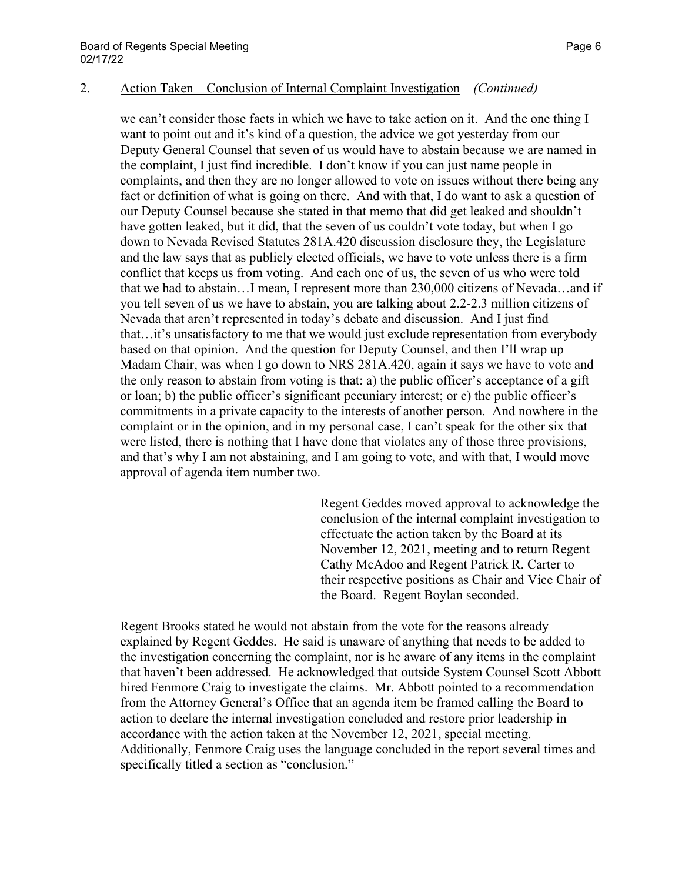2. Action Taken – Conclusion of Internal Complaint Investigation – *(Continued)*

we can't consider those facts in which we have to take action on it. And the one thing I want to point out and it's kind of a question, the advice we got yesterday from our Deputy General Counsel that seven of us would have to abstain because we are named in the complaint, I just find incredible. I don't know if you can just name people in complaints, and then they are no longer allowed to vote on issues without there being any fact or definition of what is going on there. And with that, I do want to ask a question of our Deputy Counsel because she stated in that memo that did get leaked and shouldn't have gotten leaked, but it did, that the seven of us couldn't vote today, but when I go down to Nevada Revised Statutes 281A.420 discussion disclosure they, the Legislature and the law says that as publicly elected officials, we have to vote unless there is a firm conflict that keeps us from voting. And each one of us, the seven of us who were told that we had to abstain…I mean, I represent more than 230,000 citizens of Nevada…and if you tell seven of us we have to abstain, you are talking about 2.2-2.3 million citizens of Nevada that aren't represented in today's debate and discussion. And I just find that…it's unsatisfactory to me that we would just exclude representation from everybody based on that opinion. And the question for Deputy Counsel, and then I'll wrap up Madam Chair, was when I go down to NRS 281A.420, again it says we have to vote and the only reason to abstain from voting is that: a) the public officer's acceptance of a gift or loan; b) the public officer's significant pecuniary interest; or c) the public officer's commitments in a private capacity to the interests of another person. And nowhere in the complaint or in the opinion, and in my personal case, I can't speak for the other six that were listed, there is nothing that I have done that violates any of those three provisions, and that's why I am not abstaining, and I am going to vote, and with that, I would move approval of agenda item number two.

> Regent Geddes moved approval to acknowledge the conclusion of the internal complaint investigation to effectuate the action taken by the Board at its November 12, 2021, meeting and to return Regent Cathy McAdoo and Regent Patrick R. Carter to their respective positions as Chair and Vice Chair of the Board. Regent Boylan seconded.

Regent Brooks stated he would not abstain from the vote for the reasons already explained by Regent Geddes. He said is unaware of anything that needs to be added to the investigation concerning the complaint, nor is he aware of any items in the complaint that haven't been addressed. He acknowledged that outside System Counsel Scott Abbott hired Fenmore Craig to investigate the claims. Mr. Abbott pointed to a recommendation from the Attorney General's Office that an agenda item be framed calling the Board to action to declare the internal investigation concluded and restore prior leadership in accordance with the action taken at the November 12, 2021, special meeting. Additionally, Fenmore Craig uses the language concluded in the report several times and specifically titled a section as "conclusion."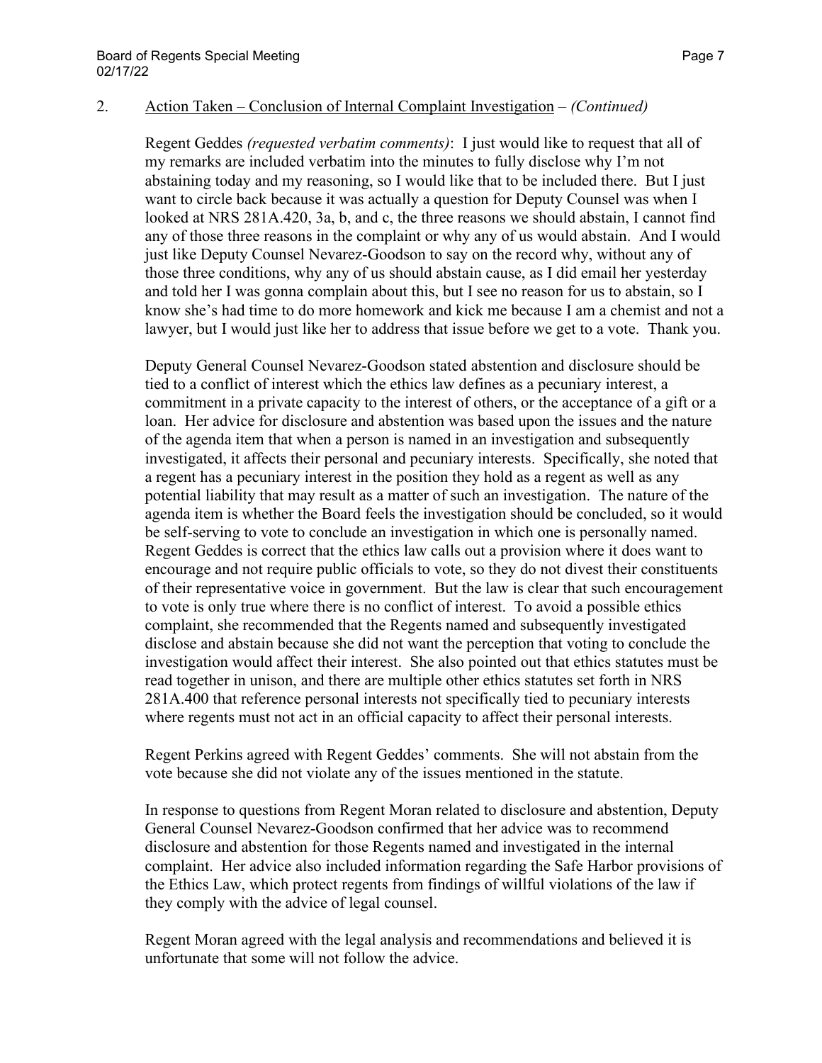2. Action Taken – Conclusion of Internal Complaint Investigation – *(Continued)*

Regent Geddes *(requested verbatim comments)*: I just would like to request that all of my remarks are included verbatim into the minutes to fully disclose why I'm not abstaining today and my reasoning, so I would like that to be included there. But I just want to circle back because it was actually a question for Deputy Counsel was when I looked at NRS 281A.420, 3a, b, and c, the three reasons we should abstain, I cannot find any of those three reasons in the complaint or why any of us would abstain. And I would just like Deputy Counsel Nevarez-Goodson to say on the record why, without any of those three conditions, why any of us should abstain cause, as I did email her yesterday and told her I was gonna complain about this, but I see no reason for us to abstain, so I know she's had time to do more homework and kick me because I am a chemist and not a lawyer, but I would just like her to address that issue before we get to a vote. Thank you.

Deputy General Counsel Nevarez-Goodson stated abstention and disclosure should be tied to a conflict of interest which the ethics law defines as a pecuniary interest, a commitment in a private capacity to the interest of others, or the acceptance of a gift or a loan. Her advice for disclosure and abstention was based upon the issues and the nature of the agenda item that when a person is named in an investigation and subsequently investigated, it affects their personal and pecuniary interests. Specifically, she noted that a regent has a pecuniary interest in the position they hold as a regent as well as any potential liability that may result as a matter of such an investigation. The nature of the agenda item is whether the Board feels the investigation should be concluded, so it would be self-serving to vote to conclude an investigation in which one is personally named. Regent Geddes is correct that the ethics law calls out a provision where it does want to encourage and not require public officials to vote, so they do not divest their constituents of their representative voice in government. But the law is clear that such encouragement to vote is only true where there is no conflict of interest. To avoid a possible ethics complaint, she recommended that the Regents named and subsequently investigated disclose and abstain because she did not want the perception that voting to conclude the investigation would affect their interest. She also pointed out that ethics statutes must be read together in unison, and there are multiple other ethics statutes set forth in NRS 281A.400 that reference personal interests not specifically tied to pecuniary interests where regents must not act in an official capacity to affect their personal interests.

Regent Perkins agreed with Regent Geddes' comments. She will not abstain from the vote because she did not violate any of the issues mentioned in the statute.

In response to questions from Regent Moran related to disclosure and abstention, Deputy General Counsel Nevarez-Goodson confirmed that her advice was to recommend disclosure and abstention for those Regents named and investigated in the internal complaint. Her advice also included information regarding the Safe Harbor provisions of the Ethics Law, which protect regents from findings of willful violations of the law if they comply with the advice of legal counsel.

Regent Moran agreed with the legal analysis and recommendations and believed it is unfortunate that some will not follow the advice.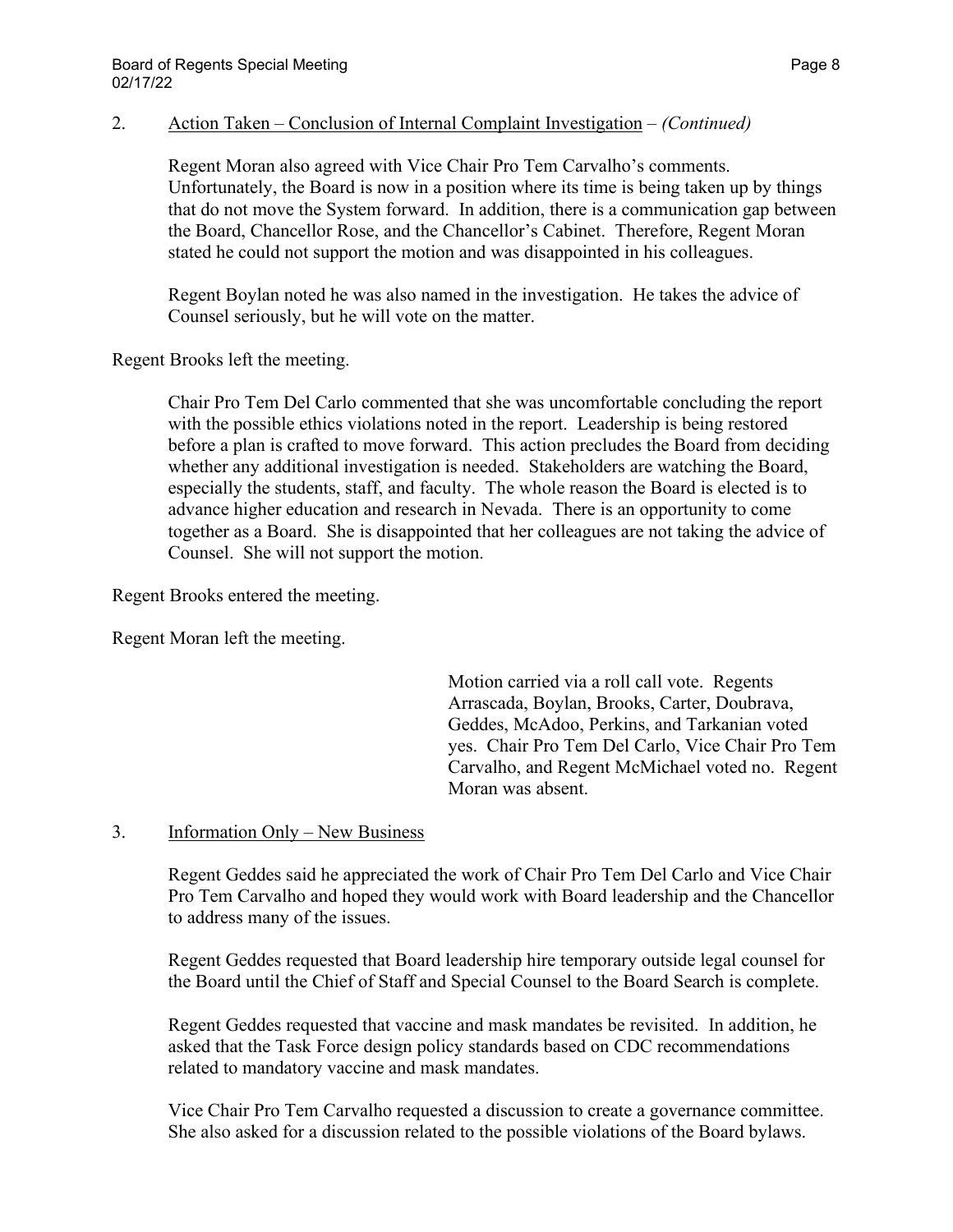2. Action Taken – Conclusion of Internal Complaint Investigation – *(Continued)*

Regent Moran also agreed with Vice Chair Pro Tem Carvalho's comments. Unfortunately, the Board is now in a position where its time is being taken up by things that do not move the System forward. In addition, there is a communication gap between the Board, Chancellor Rose, and the Chancellor's Cabinet. Therefore, Regent Moran stated he could not support the motion and was disappointed in his colleagues.

Regent Boylan noted he was also named in the investigation. He takes the advice of Counsel seriously, but he will vote on the matter.

Regent Brooks left the meeting.

Chair Pro Tem Del Carlo commented that she was uncomfortable concluding the report with the possible ethics violations noted in the report. Leadership is being restored before a plan is crafted to move forward. This action precludes the Board from deciding whether any additional investigation is needed. Stakeholders are watching the Board, especially the students, staff, and faculty. The whole reason the Board is elected is to advance higher education and research in Nevada. There is an opportunity to come together as a Board. She is disappointed that her colleagues are not taking the advice of Counsel. She will not support the motion.

Regent Brooks entered the meeting.

Regent Moran left the meeting.

Motion carried via a roll call vote. Regents Arrascada, Boylan, Brooks, Carter, Doubrava, Geddes, McAdoo, Perkins, and Tarkanian voted yes. Chair Pro Tem Del Carlo, Vice Chair Pro Tem Carvalho, and Regent McMichael voted no. Regent Moran was absent.

3. Information Only – New Business

Regent Geddes said he appreciated the work of Chair Pro Tem Del Carlo and Vice Chair Pro Tem Carvalho and hoped they would work with Board leadership and the Chancellor to address many of the issues.

Regent Geddes requested that Board leadership hire temporary outside legal counsel for the Board until the Chief of Staff and Special Counsel to the Board Search is complete.

Regent Geddes requested that vaccine and mask mandates be revisited. In addition, he asked that the Task Force design policy standards based on CDC recommendations related to mandatory vaccine and mask mandates.

Vice Chair Pro Tem Carvalho requested a discussion to create a governance committee. She also asked for a discussion related to the possible violations of the Board bylaws.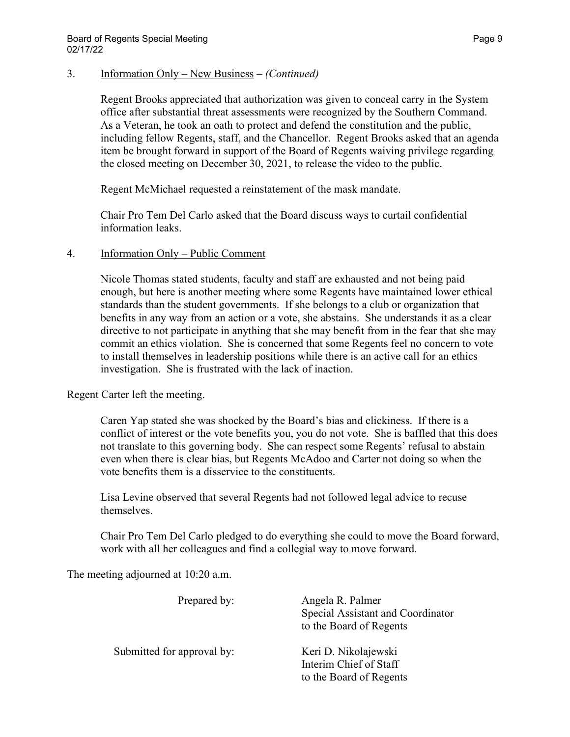3. Information Only – New Business – *(Continued)*

Regent Brooks appreciated that authorization was given to conceal carry in the System office after substantial threat assessments were recognized by the Southern Command. As a Veteran, he took an oath to protect and defend the constitution and the public, including fellow Regents, staff, and the Chancellor. Regent Brooks asked that an agenda item be brought forward in support of the Board of Regents waiving privilege regarding the closed meeting on December 30, 2021, to release the video to the public.

Regent McMichael requested a reinstatement of the mask mandate.

Chair Pro Tem Del Carlo asked that the Board discuss ways to curtail confidential information leaks.

4. Information Only – Public Comment

Nicole Thomas stated students, faculty and staff are exhausted and not being paid enough, but here is another meeting where some Regents have maintained lower ethical standards than the student governments. If she belongs to a club or organization that benefits in any way from an action or a vote, she abstains. She understands it as a clear directive to not participate in anything that she may benefit from in the fear that she may commit an ethics violation. She is concerned that some Regents feel no concern to vote to install themselves in leadership positions while there is an active call for an ethics investigation. She is frustrated with the lack of inaction.

Regent Carter left the meeting.

Caren Yap stated she was shocked by the Board's bias and clickiness. If there is a conflict of interest or the vote benefits you, you do not vote. She is baffled that this does not translate to this governing body. She can respect some Regents' refusal to abstain even when there is clear bias, but Regents McAdoo and Carter not doing so when the vote benefits them is a disservice to the constituents.

Lisa Levine observed that several Regents had not followed legal advice to recuse themselves.

Chair Pro Tem Del Carlo pledged to do everything she could to move the Board forward, work with all her colleagues and find a collegial way to move forward.

The meeting adjourned at 10:20 a.m.

Prepared by: Angela R. Palmer
Special Assistant and Coordinator
to the Board of Regents

Submitted for approval by: Keri D. Nikolajewski
Interim Chief of Staff
to the Board of Regents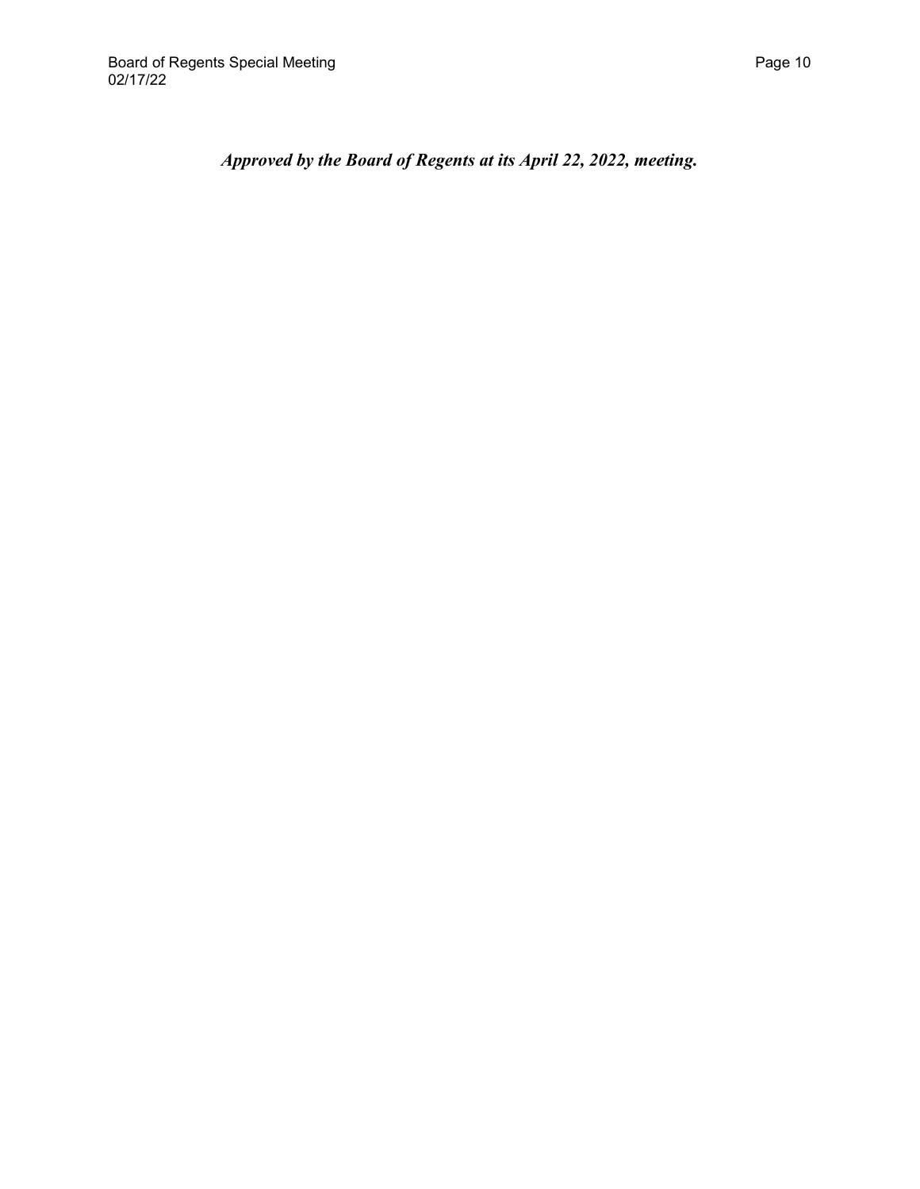***Approved by the Board of Regents at its April 22, 2022, meeting.***